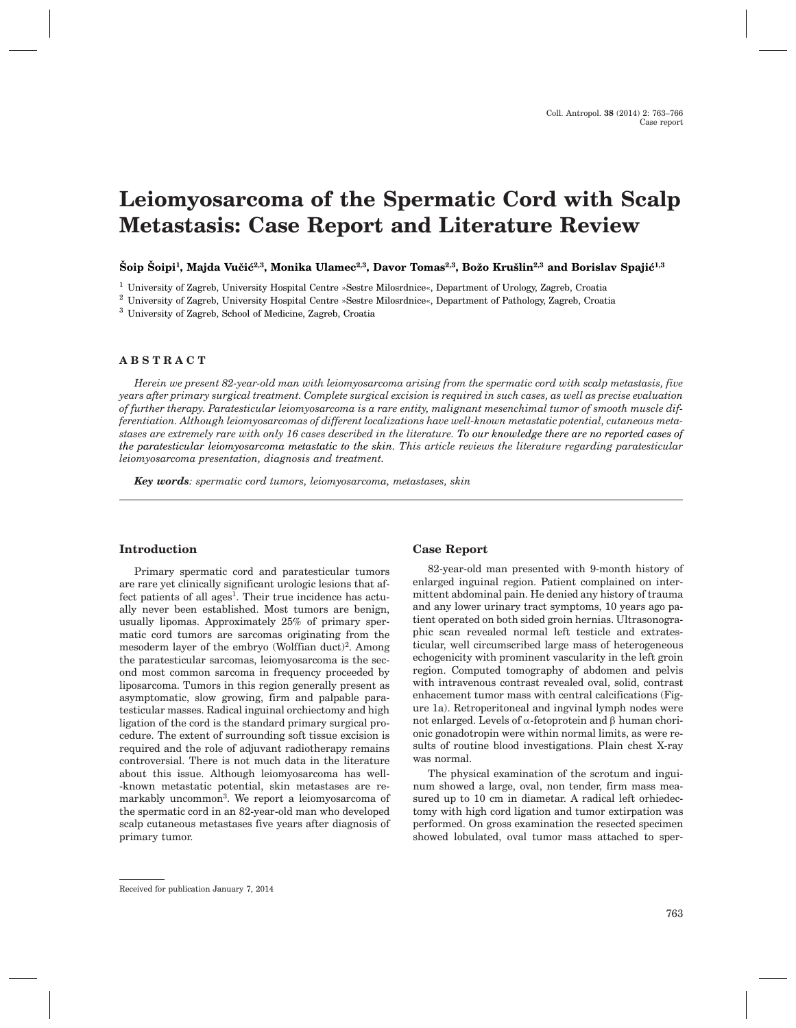# Leiomyosarcoma of the Spermatic Cord with Scalp Metastasis: Case Report and Literature Review

**Šoip Šoipi[1], Majda Vučić[2,3], Monika Ulamec[2,3], Davor Tomas[2,3], Božo Krušlin[2,3] and Borislav Spajić[1,3]**

[1] University of Zagreb, University Hospital Centre »Sestre Milosrdnice«, Department of Urology, Zagreb, Croatia

[2] University of Zagreb, University Hospital Centre »Sestre Milosrdnice«, Department of Pathology, Zagreb, Croatia

[3] University of Zagreb, School of Medicine, Zagreb, Croatia

## ABSTRACT

*Herein we present 82-year-old man with leiomyosarcoma arising from the spermatic cord with scalp metastasis, five years after primary surgical treatment. Complete surgical excision is required in such cases, as well as precise evaluation of further therapy. Paratesticular leiomyosarcoma is a rare entity, malignant mesenchimal tumor of smooth muscle differentiation. Although leiomyosarcomas of different localizations have well-known metastatic potential, cutaneous metastases are extremely rare with only 16 cases described in the literature. To our knowledge there are no reported cases of the paratesticular leiomyosarcoma metastatic to the skin. This article reviews the literature regarding paratesticular leiomyosarcoma presentation, diagnosis and treatment.*

***Key words**: spermatic cord tumors, leiomyosarcoma, metastases, skin*

## Introduction

Primary spermatic cord and paratesticular tumors are rare yet clinically significant urologic lesions that affect patients of all ages[1]. Their true incidence has actually never been established. Most tumors are benign, usually lipomas. Approximately 25% of primary spermatic cord tumors are sarcomas originating from the mesoderm layer of the embryo (Wolffian duct)[2]. Among the paratesticular sarcomas, leiomyosarcoma is the second most common sarcoma in frequency proceeded by liposarcoma. Tumors in this region generally present as asymptomatic, slow growing, firm and palpable paratesticular masses. Radical inguinal orchiectomy and high ligation of the cord is the standard primary surgical procedure. The extent of surrounding soft tissue excision is required and the role of adjuvant radiotherapy remains controversial. There is not much data in the literature about this issue. Although leiomyosarcoma has well-known metastatic potential, skin metastases are remarkably uncommon[3]. We report a leiomyosarcoma of the spermatic cord in an 82-year-old man who developed scalp cutaneous metastases five years after diagnosis of primary tumor.

## Case Report

82-year-old man presented with 9-month history of enlarged inguinal region. Patient complained on intermittent abdominal pain. He denied any history of trauma and any lower urinary tract symptoms, 10 years ago patient operated on both sided groin hernias. Ultrasonographic scan revealed normal left testicle and extratesticular, well circumscribed large mass of heterogeneous echogenicity with prominent vascularity in the left groin region. Computed tomography of abdomen and pelvis with intravenous contrast revealed oval, solid, contrast enhacement tumor mass with central calcifications (Figure 1a). Retroperitoneal and ingvinal lymph nodes were not enlarged. Levels of α-fetoprotein and β human chorionic gonadotropin were within normal limits, as were results of routine blood investigations. Plain chest X-ray was normal.

The physical examination of the scrotum and inguinum showed a large, oval, non tender, firm mass measured up to 10 cm in diametar. A radical left orhiedectomy with high cord ligation and tumor extirpation was performed. On gross examination the resected specimen showed lobulated, oval tumor mass attached to sper-

Received for publication January 7, 2014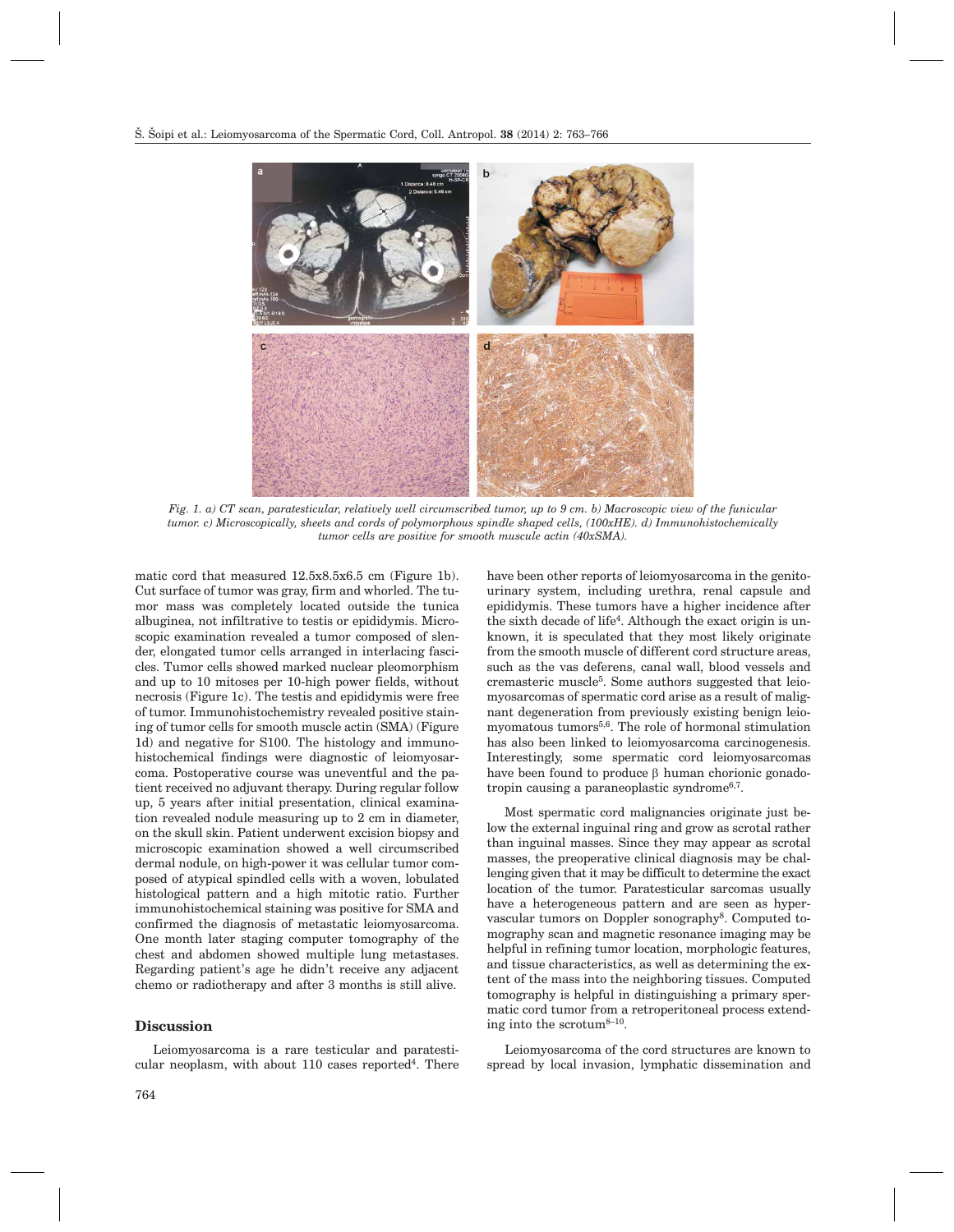Fig. 1. a) CT scan, paratesticular, relatively well circumscribed tumor, up to 9 cm. b) Macroscopic view of the funicular tumor. c) Microscopically, sheets and cords of polymorphous spindle shaped cells, (100xHE). d) Immunohistochemically tumor cells are positive for smooth muscule actin (40xSMA).

matic cord that measured 12.5x8.5x6.5 cm (Figure 1b). Cut surface of tumor was gray, firm and whorled. The tumor mass was completely located outside the tunica albuginea, not infiltrative to testis or epididymis. Microscopic examination revealed a tumor composed of slender, elongated tumor cells arranged in interlacing fascicles. Tumor cells showed marked nuclear pleomorphism and up to 10 mitoses per 10-high power fields, without necrosis (Figure 1c). The testis and epididymis were free of tumor. Immunohistochemistry revealed positive staining of tumor cells for smooth muscle actin (SMA) (Figure 1d) and negative for S100. The histology and immunohistochemical findings were diagnostic of leiomyosarcoma. Postoperative course was uneventful and the patient received no adjuvant therapy. During regular follow up, 5 years after initial presentation, clinical examination revealed nodule measuring up to 2 cm in diameter, on the skull skin. Patient underwent excision biopsy and microscopic examination showed a well circumscribed dermal nodule, on high-power it was cellular tumor composed of atypical spindled cells with a woven, lobulated histological pattern and a high mitotic ratio. Further immunohistochemical staining was positive for SMA and confirmed the diagnosis of metastatic leiomyosarcoma. One month later staging computer tomography of the chest and abdomen showed multiple lung metastases. Regarding patient's age he didn't receive any adjacent chemo or radiotherapy and after 3 months is still alive.

## Discussion

Leiomyosarcoma is a rare testicular and paratesticular neoplasm, with about 110 cases reported[4]. There have been other reports of leiomyosarcoma in the genitourinary system, including urethra, renal capsule and epididymis. These tumors have a higher incidence after the sixth decade of life[4]. Although the exact origin is unknown, it is speculated that they most likely originate from the smooth muscle of different cord structure areas, such as the vas deferens, canal wall, blood vessels and cremasteric muscle[5]. Some authors suggested that leiomyosarcomas of spermatic cord arise as a result of malignant degeneration from previously existing benign leiomyomatous tumors[5,6]. The role of hormonal stimulation has also been linked to leiomyosarcoma carcinogenesis. Interestingly, some spermatic cord leiomyosarcomas have been found to produce β human chorionic gonadotropin causing a paraneoplastic syndrome[6,7].

Most spermatic cord malignancies originate just below the external inguinal ring and grow as scrotal rather than inguinal masses. Since they may appear as scrotal masses, the preoperative clinical diagnosis may be challenging given that it may be difficult to determine the exact location of the tumor. Paratesticular sarcomas usually have a heterogeneous pattern and are seen as hypervascular tumors on Doppler sonography[8]. Computed tomography scan and magnetic resonance imaging may be helpful in refining tumor location, morphologic features, and tissue characteristics, as well as determining the extent of the mass into the neighboring tissues. Computed tomography is helpful in distinguishing a primary spermatic cord tumor from a retroperitoneal process extending into the scrotum[8–10].

Leiomyosarcoma of the cord structures are known to spread by local invasion, lymphatic dissemination and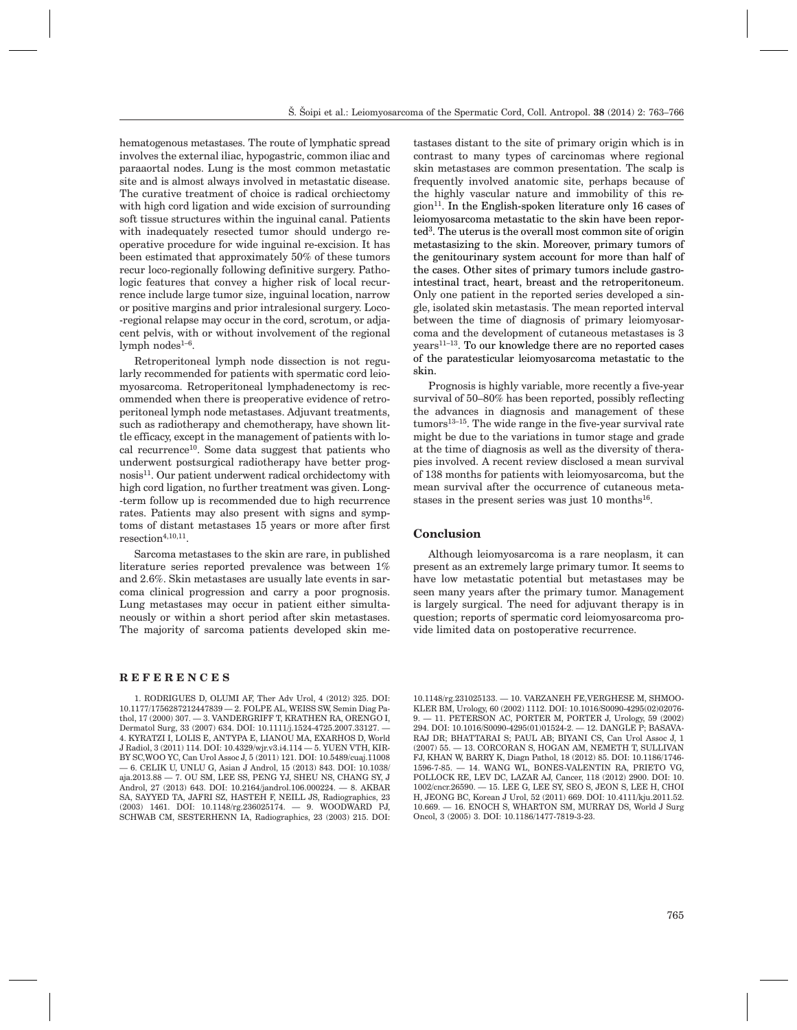hematogenous metastases. The route of lymphatic spread involves the external iliac, hypogastric, common iliac and paraaortal nodes. Lung is the most common metastatic site and is almost always involved in metastatic disease. The curative treatment of choice is radical orchiectomy with high cord ligation and wide excision of surrounding soft tissue structures within the inguinal canal. Patients with inadequately resected tumor should undergo reoperative procedure for wide inguinal re-excision. It has been estimated that approximately 50% of these tumors recur loco-regionally following definitive surgery. Pathologic features that convey a higher risk of local recurrence include large tumor size, inguinal location, narrow or positive margins and prior intralesional surgery. Loco-regional relapse may occur in the cord, scrotum, or adjacent pelvis, with or without involvement of the regional lymph nodes[1–6].

Retroperitoneal lymph node dissection is not regularly recommended for patients with spermatic cord leiomyosarcoma. Retroperitoneal lymphadenectomy is recommended when there is preoperative evidence of retroperitoneal lymph node metastases. Adjuvant treatments, such as radiotherapy and chemotherapy, have shown little efficacy, except in the management of patients with local recurrence[10]. Some data suggest that patients who underwent postsurgical radiotherapy have better prognosis[11]. Our patient underwent radical orchidectomy with high cord ligation, no further treatment was given. Long-term follow up is recommended due to high recurrence rates. Patients may also present with signs and symptoms of distant metastases 15 years or more after first resection[4,10,11].

Sarcoma metastases to the skin are rare, in published literature series reported prevalence was between 1% and 2.6%. Skin metastases are usually late events in sarcoma clinical progression and carry a poor prognosis. Lung metastases may occur in patient either simultaneously or within a short period after skin metastases. The majority of sarcoma patients developed skin metastases distant to the site of primary origin which is in contrast to many types of carcinomas where regional skin metastases are common presentation. The scalp is frequently involved anatomic site, perhaps because of the highly vascular nature and immobility of this region[11]. In the English-spoken literature only 16 cases of leiomyosarcoma metastatic to the skin have been reported[3]. The uterus is the overall most common site of origin metastasizing to the skin. Moreover, primary tumors of the genitourinary system account for more than half of the cases. Other sites of primary tumors include gastrointestinal tract, heart, breast and the retroperitoneum. Only one patient in the reported series developed a single, isolated skin metastasis. The mean reported interval between the time of diagnosis of primary leiomyosarcoma and the development of cutaneous metastases is 3 years[11–13]. To our knowledge there are no reported cases of the paratesticular leiomyosarcoma metastatic to the skin.

Prognosis is highly variable, more recently a five-year survival of 50–80% has been reported, possibly reflecting the advances in diagnosis and management of these tumors[13–15]. The wide range in the five-year survival rate might be due to the variations in tumor stage and grade at the time of diagnosis as well as the diversity of therapies involved. A recent review disclosed a mean survival of 138 months for patients with leiomyosarcoma, but the mean survival after the occurrence of cutaneous metastases in the present series was just 10 months[16].

## Conclusion

Although leiomyosarcoma is a rare neoplasm, it can present as an extremely large primary tumor. It seems to have low metastatic potential but metastases may be seen many years after the primary tumor. Management is largely surgical. The need for adjuvant therapy is in question; reports of spermatic cord leiomyosarcoma provide limited data on postoperative recurrence.

## REFERENCES

1. RODRIGUES D, OLUMI AF, Ther Adv Urol, 4 (2012) 325. DOI: 10.1177/1756287212447839 — 2. FOLPE AL, WEISS SW, Semin Diag Pathol, 17 (2000) 307. — 3. VANDERGRIFF T, KRATHEN RA, ORENGO I, Dermatol Surg, 33 (2007) 634. DOI: 10.1111/j.1524-4725.2007.33127. — 4. KYRATZI I, LOLIS E, ANTYPA E, LIANOU MA, EXARHOS D, World J Radiol, 3 (2011) 114. DOI: 10.4329/wjr.v3.i4.114 — 5. YUEN VTH, KIRBY SC,WOO YC, Can Urol Assoc J, 5 (2011) 121. DOI: 10.5489/cuaj.11008 — 6. CELIK U, UNLU G, Asian J Androl, 15 (2013) 843. DOI: 10.1038/aja.2013.88 — 7. OU SM, LEE SS, PENG YJ, SHEU NS, CHANG SY, J Androl, 27 (2013) 643. DOI: 10.2164/jandrol.106.000224. — 8. AKBAR SA, SAYYED TA, JAFRI SZ, HASTEH F, NEILL JS, Radiographics, 23 (2003) 1461. DOI: 10.1148/rg.236025174. — 9. WOODWARD PJ, SCHWAB CM, SESTERHENN IA, Radiographics, 23 (2003) 215. DOI: 10.1148/rg.231025133. — 10. VARZANEH FE,VERGHESE M, SHMOOKLER BM, Urology, 60 (2002) 1112. DOI: 10.1016/S0090-4295(02)02076-9. — 11. PETERSON AC, PORTER M, PORTER J, Urology, 59 (2002) 294. DOI: 10.1016/S0090-4295(01)01524-2. — 12. DANGLE P; BASAVARAJ DR; BHATTARAI S; PAUL AB; BIYANI CS, Can Urol Assoc J, 1 (2007) 55. — 13. CORCORAN S, HOGAN AM, NEMETH T, SULLIVAN FJ, KHAN W, BARRY K, Diagn Pathol, 18 (2012) 85. DOI: 10.1186/1746-1596-7-85. — 14. WANG WL, BONES-VALENTIN RA, PRIETO VG, POLLOCK RE, LEV DC, LAZAR AJ, Cancer, 118 (2012) 2900. DOI: 10.1002/cncr.26590. — 15. LEE G, LEE SY, SEO S, JEON S, LEE H, CHOI H, JEONG BC, Korean J Urol, 52 (2011) 669. DOI: 10.4111/kju.2011.52.10.669. — 16. ENOCH S, WHARTON SM, MURRAY DS, World J Surg Oncol, 3 (2005) 3. DOI: 10.1186/1477-7819-3-23.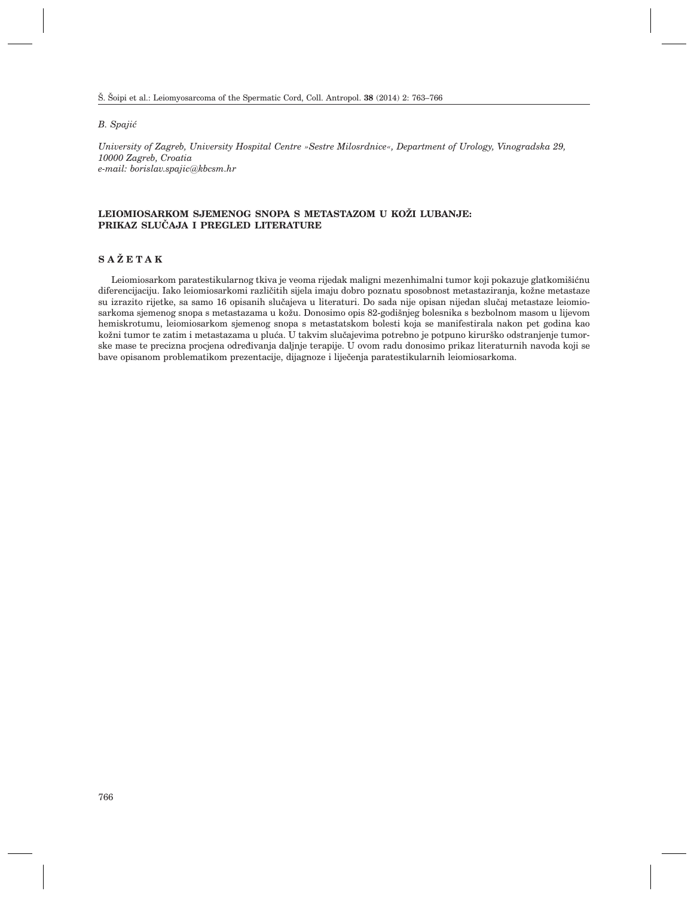*B. Spajić*

*University of Zagreb, University Hospital Centre »Sestre Milosrdnice«, Department of Urology, Vinogradska 29, 10000 Zagreb, Croatia*
*e-mail: borislav.spajic@kbcsm.hr*

## LEIOMIOSARKOM SJEMENOG SNOPA S METASTAZOM U KOŽI LUBANJE: PRIKAZ SLUČAJA I PREGLED LITERATURE

### SAŽETAK

Leiomiosarkom paratestikularnog tkiva je veoma rijedak maligni mezenhimalni tumor koji pokazuje glatkomišićnu diferencijaciju. Iako leiomiosarkomi različitih sijela imaju dobro poznatu sposobnost metastaziranja, kožne metastaze su izrazito rijetke, sa samo 16 opisanih slučajeva u literaturi. Do sada nije opisan nijedan slučaj metastaze leiomiosarkoma sjemenog snopa s metastazama u kožu. Donosimo opis 82-godišnjeg bolesnika s bezbolnom masom u lijevom hemiskrotumu, leiomiosarkom sjemenog snopa s metastatskom bolesti koja se manifestirala nakon pet godina kao kožni tumor te zatim i metastazama u pluća. U takvim slučajevima potrebno je potpuno kirurško odstranjenje tumorske mase te precizna procjena određivanja daljnje terapije. U ovom radu donosimo prikaz literaturnih navoda koji se bave opisanom problematikom prezentacije, dijagnoze i liječenja paratestikularnih leiomiosarkoma.